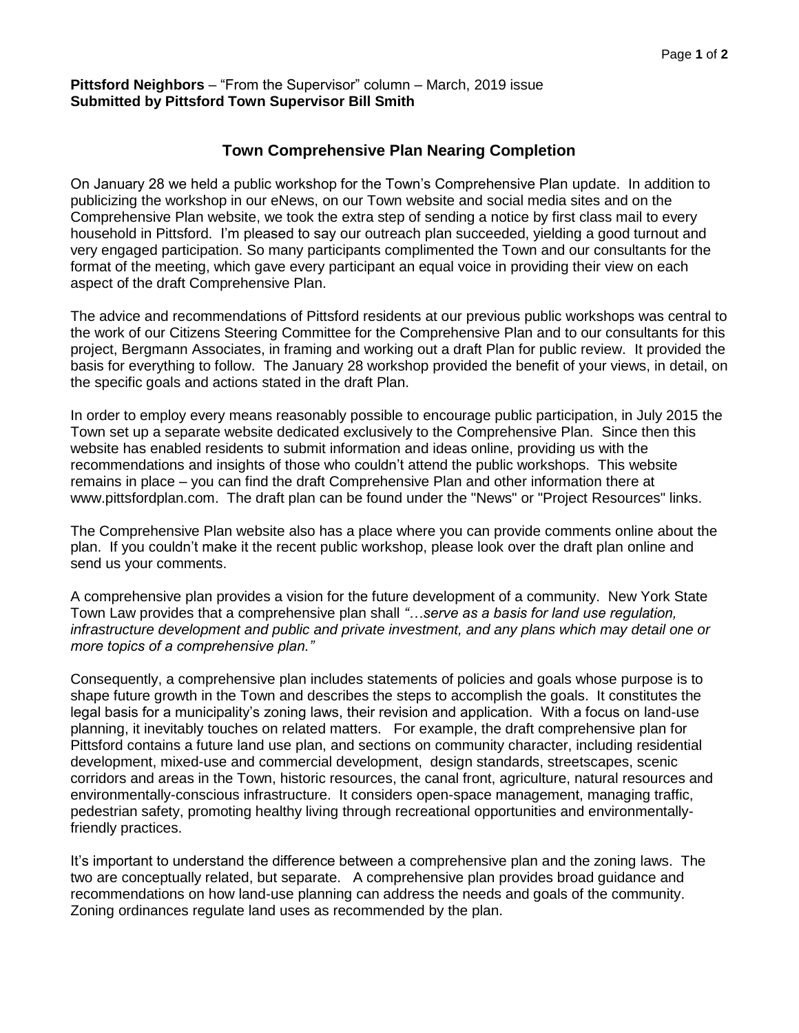**Pittsford Neighbors** – "From the Supervisor" column – March, 2019 issue
**Submitted by Pittsford Town Supervisor Bill Smith**

## Town Comprehensive Plan Nearing Completion

On January 28 we held a public workshop for the Town's Comprehensive Plan update. In addition to publicizing the workshop in our eNews, on our Town website and social media sites and on the Comprehensive Plan website, we took the extra step of sending a notice by first class mail to every household in Pittsford. I'm pleased to say our outreach plan succeeded, yielding a good turnout and very engaged participation. So many participants complimented the Town and our consultants for the format of the meeting, which gave every participant an equal voice in providing their view on each aspect of the draft Comprehensive Plan.

The advice and recommendations of Pittsford residents at our previous public workshops was central to the work of our Citizens Steering Committee for the Comprehensive Plan and to our consultants for this project, Bergmann Associates, in framing and working out a draft Plan for public review. It provided the basis for everything to follow. The January 28 workshop provided the benefit of your views, in detail, on the specific goals and actions stated in the draft Plan.

In order to employ every means reasonably possible to encourage public participation, in July 2015 the Town set up a separate website dedicated exclusively to the Comprehensive Plan. Since then this website has enabled residents to submit information and ideas online, providing us with the recommendations and insights of those who couldn't attend the public workshops. This website remains in place – you can find the draft Comprehensive Plan and other information there at www.pittsfordplan.com. The draft plan can be found under the "News" or "Project Resources" links.

The Comprehensive Plan website also has a place where you can provide comments online about the plan. If you couldn't make it the recent public workshop, please look over the draft plan online and send us your comments.

A comprehensive plan provides a vision for the future development of a community. New York State Town Law provides that a comprehensive plan shall *"…serve as a basis for land use regulation, infrastructure development and public and private investment, and any plans which may detail one or more topics of a comprehensive plan."*

Consequently, a comprehensive plan includes statements of policies and goals whose purpose is to shape future growth in the Town and describes the steps to accomplish the goals. It constitutes the legal basis for a municipality's zoning laws, their revision and application. With a focus on land-use planning, it inevitably touches on related matters. For example, the draft comprehensive plan for Pittsford contains a future land use plan, and sections on community character, including residential development, mixed-use and commercial development, design standards, streetscapes, scenic corridors and areas in the Town, historic resources, the canal front, agriculture, natural resources and environmentally-conscious infrastructure. It considers open-space management, managing traffic, pedestrian safety, promoting healthy living through recreational opportunities and environmentally-friendly practices.

It's important to understand the difference between a comprehensive plan and the zoning laws. The two are conceptually related, but separate. A comprehensive plan provides broad guidance and recommendations on how land-use planning can address the needs and goals of the community. Zoning ordinances regulate land uses as recommended by the plan.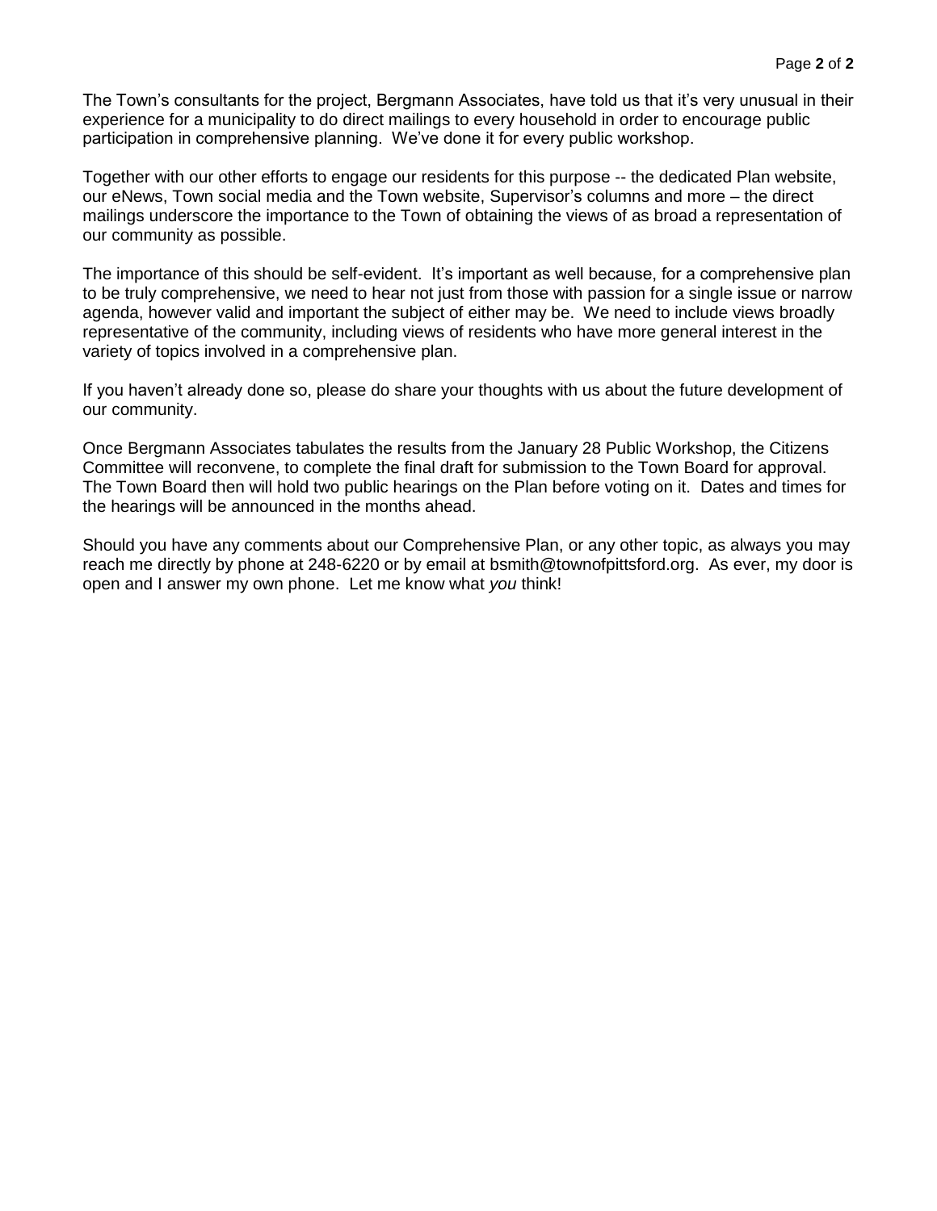The Town's consultants for the project, Bergmann Associates, have told us that it's very unusual in their experience for a municipality to do direct mailings to every household in order to encourage public participation in comprehensive planning. We've done it for every public workshop.

Together with our other efforts to engage our residents for this purpose -- the dedicated Plan website, our eNews, Town social media and the Town website, Supervisor's columns and more – the direct mailings underscore the importance to the Town of obtaining the views of as broad a representation of our community as possible.

The importance of this should be self-evident. It's important as well because, for a comprehensive plan to be truly comprehensive, we need to hear not just from those with passion for a single issue or narrow agenda, however valid and important the subject of either may be. We need to include views broadly representative of the community, including views of residents who have more general interest in the variety of topics involved in a comprehensive plan.

If you haven't already done so, please do share your thoughts with us about the future development of our community.

Once Bergmann Associates tabulates the results from the January 28 Public Workshop, the Citizens Committee will reconvene, to complete the final draft for submission to the Town Board for approval. The Town Board then will hold two public hearings on the Plan before voting on it. Dates and times for the hearings will be announced in the months ahead.

Should you have any comments about our Comprehensive Plan, or any other topic, as always you may reach me directly by phone at 248-6220 or by email at bsmith@townofpittsford.org. As ever, my door is open and I answer my own phone. Let me know what *you* think!